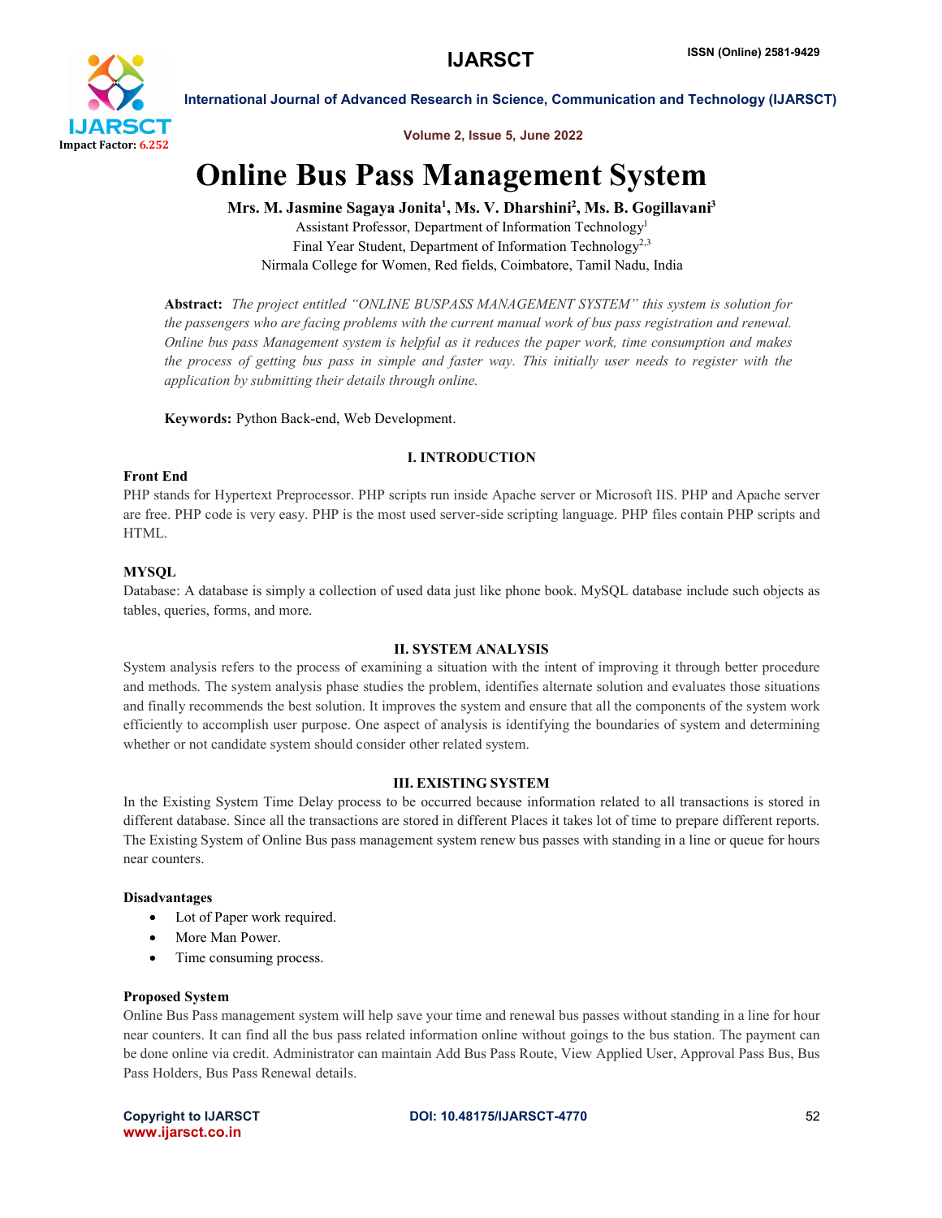# Online Bus Pass Management System

**Mrs. M. Jasmine Sagaya Jonita[1], Ms. V. Dharshini[2], Ms. B. Gogillavani[3]**

Assistant Professor, Department of Information Technology[1]

Final Year Student, Department of Information Technology[2,3]

Nirmala College for Women, Red fields, Coimbatore, Tamil Nadu, India

**Abstract:** *The project entitled "ONLINE BUSPASS MANAGEMENT SYSTEM" this system is solution for the passengers who are facing problems with the current manual work of bus pass registration and renewal. Online bus pass Management system is helpful as it reduces the paper work, time consumption and makes the process of getting bus pass in simple and faster way. This initially user needs to register with the application by submitting their details through online.*

**Keywords:** Python Back-end, Web Development.

## I. INTRODUCTION

### Front End

PHP stands for Hypertext Preprocessor. PHP scripts run inside Apache server or Microsoft IIS. PHP and Apache server are free. PHP code is very easy. PHP is the most used server-side scripting language. PHP files contain PHP scripts and HTML.

### MYSQL

Database: A database is simply a collection of used data just like phone book. MySQL database include such objects as tables, queries, forms, and more.

## II. SYSTEM ANALYSIS

System analysis refers to the process of examining a situation with the intent of improving it through better procedure and methods. The system analysis phase studies the problem, identifies alternate solution and evaluates those situations and finally recommends the best solution. It improves the system and ensure that all the components of the system work efficiently to accomplish user purpose. One aspect of analysis is identifying the boundaries of system and determining whether or not candidate system should consider other related system.

## III. EXISTING SYSTEM

In the Existing System Time Delay process to be occurred because information related to all transactions is stored in different database. Since all the transactions are stored in different Places it takes lot of time to prepare different reports. The Existing System of Online Bus pass management system renew bus passes with standing in a line or queue for hours near counters.

### Disadvantages

- Lot of Paper work required.
- More Man Power.
- Time consuming process.

### Proposed System

Online Bus Pass management system will help save your time and renewal bus passes without standing in a line for hour near counters. It can find all the bus pass related information online without goings to the bus station. The payment can be done online via credit. Administrator can maintain Add Bus Pass Route, View Applied User, Approval Pass Bus, Bus Pass Holders, Bus Pass Renewal details.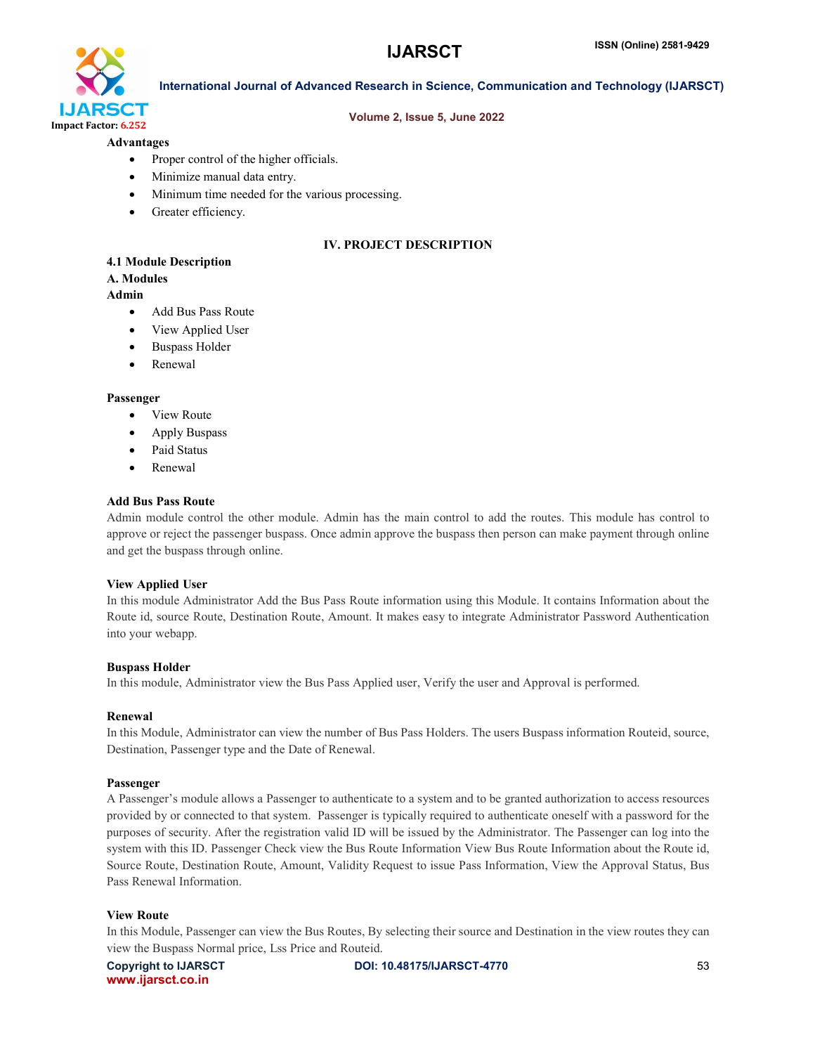**Advantages**

- Proper control of the higher officials.
- Minimize manual data entry.
- Minimum time needed for the various processing.
- Greater efficiency.

## IV. PROJECT DESCRIPTION

### 4.1 Module Description

#### A. Modules

**Admin**

- Add Bus Pass Route
- View Applied User
- Buspass Holder
- Renewal

**Passenger**

- View Route
- Apply Buspass
- Paid Status
- Renewal

**Add Bus Pass Route**

Admin module control the other module. Admin has the main control to add the routes. This module has control to approve or reject the passenger buspass. Once admin approve the buspass then person can make payment through online and get the buspass through online.

**View Applied User**

In this module Administrator Add the Bus Pass Route information using this Module. It contains Information about the Route id, source Route, Destination Route, Amount. It makes easy to integrate Administrator Password Authentication into your webapp.

**Buspass Holder**

In this module, Administrator view the Bus Pass Applied user, Verify the user and Approval is performed.

**Renewal**

In this Module, Administrator can view the number of Bus Pass Holders. The users Buspass information Routeid, source, Destination, Passenger type and the Date of Renewal.

**Passenger**

A Passenger's module allows a Passenger to authenticate to a system and to be granted authorization to access resources provided by or connected to that system. Passenger is typically required to authenticate oneself with a password for the purposes of security. After the registration valid ID will be issued by the Administrator. The Passenger can log into the system with this ID. Passenger Check view the Bus Route Information View Bus Route Information about the Route id, Source Route, Destination Route, Amount, Validity Request to issue Pass Information, View the Approval Status, Bus Pass Renewal Information.

**View Route**

In this Module, Passenger can view the Bus Routes, By selecting their source and Destination in the view routes they can view the Buspass Normal price, Lss Price and Routeid.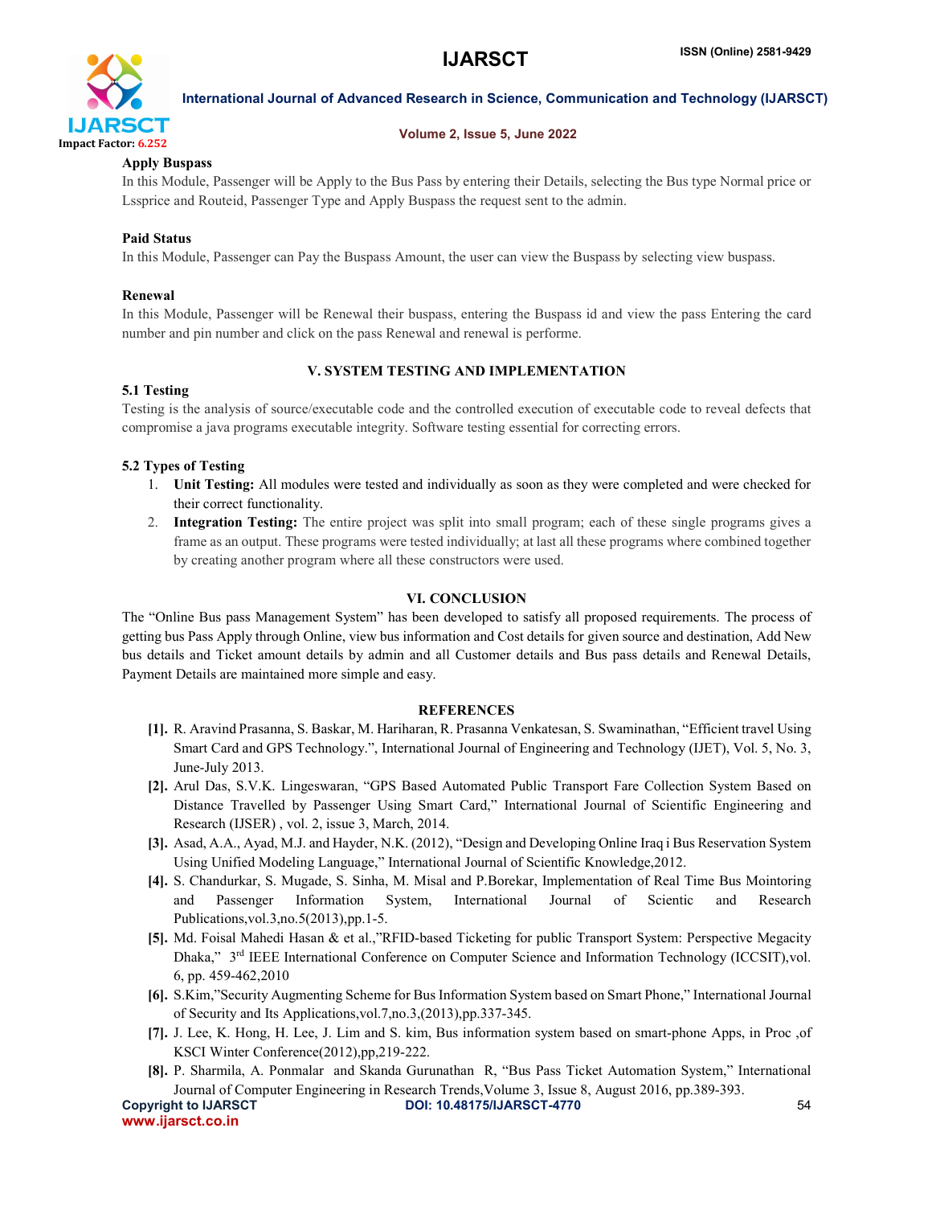**Apply Buspass**

In this Module, Passenger will be Apply to the Bus Pass by entering their Details, selecting the Bus type Normal price or Lssprice and Routeid, Passenger Type and Apply Buspass the request sent to the admin.

**Paid Status**

In this Module, Passenger can Pay the Buspass Amount, the user can view the Buspass by selecting view buspass.

**Renewal**

In this Module, Passenger will be Renewal their buspass, entering the Buspass id and view the pass Entering the card number and pin number and click on the pass Renewal and renewal is performe.

## V. SYSTEM TESTING AND IMPLEMENTATION

### 5.1 Testing

Testing is the analysis of source/executable code and the controlled execution of executable code to reveal defects that compromise a java programs executable integrity. Software testing essential for correcting errors.

### 5.2 Types of Testing

1. **Unit Testing:** All modules were tested and individually as soon as they were completed and were checked for their correct functionality.
2. **Integration Testing:** The entire project was split into small program; each of these single programs gives a frame as an output. These programs were tested individually; at last all these programs where combined together by creating another program where all these constructors were used.

## VI. CONCLUSION

The "Online Bus pass Management System" has been developed to satisfy all proposed requirements. The process of getting bus Pass Apply through Online, view bus information and Cost details for given source and destination, Add New bus details and Ticket amount details by admin and all Customer details and Bus pass details and Renewal Details, Payment Details are maintained more simple and easy.

## REFERENCES

**[1].** R. Aravind Prasanna, S. Baskar, M. Hariharan, R. Prasanna Venkatesan, S. Swaminathan, "Efficient travel Using Smart Card and GPS Technology.", International Journal of Engineering and Technology (IJET), Vol. 5, No. 3, June-July 2013.

**[2].** Arul Das, S.V.K. Lingeswaran, "GPS Based Automated Public Transport Fare Collection System Based on Distance Travelled by Passenger Using Smart Card," International Journal of Scientific Engineering and Research (IJSER) , vol. 2, issue 3, March, 2014.

**[3].** Asad, A.A., Ayad, M.J. and Hayder, N.K. (2012), "Design and Developing Online Iraq i Bus Reservation System Using Unified Modeling Language," International Journal of Scientific Knowledge,2012.

**[4].** S. Chandurkar, S. Mugade, S. Sinha, M. Misal and P.Borekar, Implementation of Real Time Bus Mointoring and Passenger Information System, International Journal of Scientic and Research Publications,vol.3,no.5(2013),pp.1-5.

**[5].** Md. Foisal Mahedi Hasan & et al.,"RFID-based Ticketing for public Transport System: Perspective Megacity Dhaka," 3rd IEEE International Conference on Computer Science and Information Technology (ICCSIT),vol. 6, pp. 459-462,2010

**[6].** S.Kim,"Security Augmenting Scheme for Bus Information System based on Smart Phone," International Journal of Security and Its Applications,vol.7,no.3,(2013),pp.337-345.

**[7].** J. Lee, K. Hong, H. Lee, J. Lim and S. kim, Bus information system based on smart-phone Apps, in Proc ,of KSCI Winter Conference(2012),pp,219-222.

**[8].** P. Sharmila, A. Ponmalar and Skanda Gurunathan R, "Bus Pass Ticket Automation System," International Journal of Computer Engineering in Research Trends,Volume 3, Issue 8, August 2016, pp.389-393.